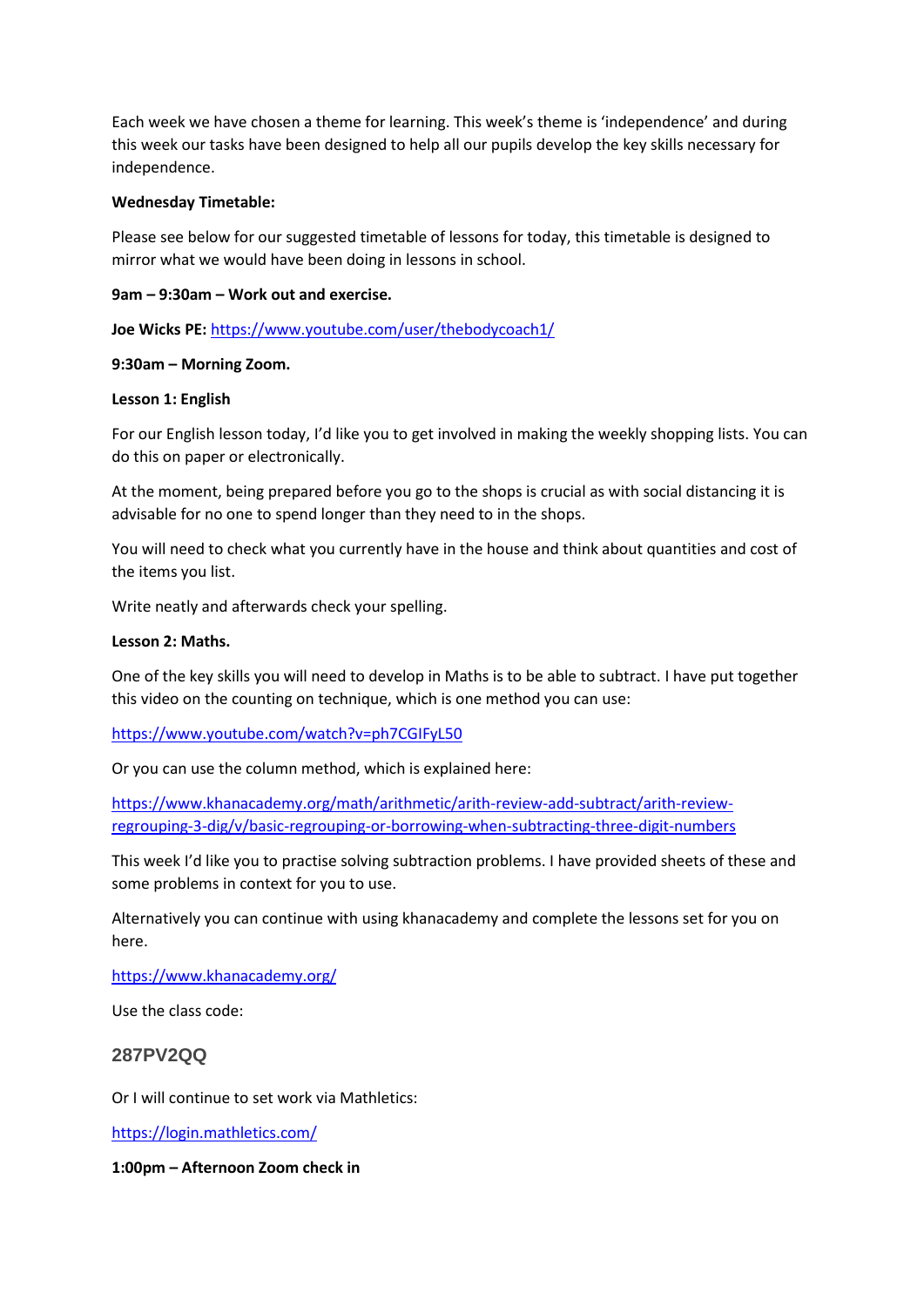Each week we have chosen a theme for learning. This week's theme is 'independence' and during this week our tasks have been designed to help all our pupils develop the key skills necessary for independence.

**Wednesday Timetable:**

Please see below for our suggested timetable of lessons for today, this timetable is designed to mirror what we would have been doing in lessons in school.

**9am – 9:30am – Work out and exercise.**

**Joe Wicks PE:** https://www.youtube.com/user/thebodycoach1/

**9:30am – Morning Zoom.**

**Lesson 1: English**

For our English lesson today, I'd like you to get involved in making the weekly shopping lists. You can do this on paper or electronically.

At the moment, being prepared before you go to the shops is crucial as with social distancing it is advisable for no one to spend longer than they need to in the shops.

You will need to check what you currently have in the house and think about quantities and cost of the items you list.

Write neatly and afterwards check your spelling.

**Lesson 2: Maths.**

One of the key skills you will need to develop in Maths is to be able to subtract. I have put together this video on the counting on technique, which is one method you can use:

https://www.youtube.com/watch?v=ph7CGIFyL50

Or you can use the column method, which is explained here:

https://www.khanacademy.org/math/arithmetic/arith-review-add-subtract/arith-review-regrouping-3-dig/v/basic-regrouping-or-borrowing-when-subtracting-three-digit-numbers

This week I'd like you to practise solving subtraction problems. I have provided sheets of these and some problems in context for you to use.

Alternatively you can continue with using khanacademy and complete the lessons set for you on here.

https://www.khanacademy.org/

Use the class code:

**287PV2QQ**

Or I will continue to set work via Mathletics:

https://login.mathletics.com/

**1:00pm – Afternoon Zoom check in**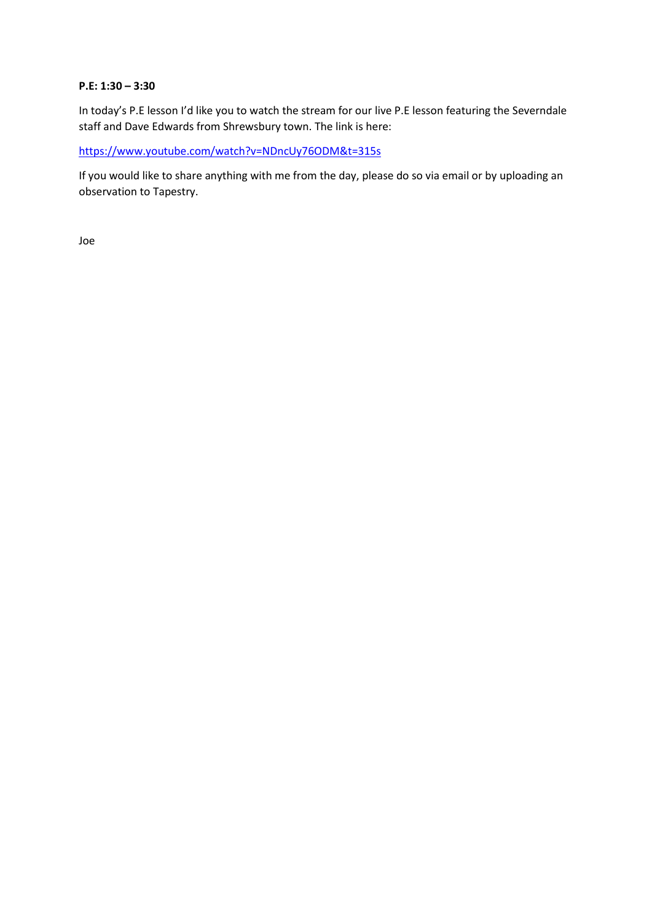**P.E: 1:30 – 3:30**

In today's P.E lesson I'd like you to watch the stream for our live P.E lesson featuring the Severndale staff and Dave Edwards from Shrewsbury town. The link is here:

https://www.youtube.com/watch?v=NDncUy76ODM&t=315s

If you would like to share anything with me from the day, please do so via email or by uploading an observation to Tapestry.

Joe